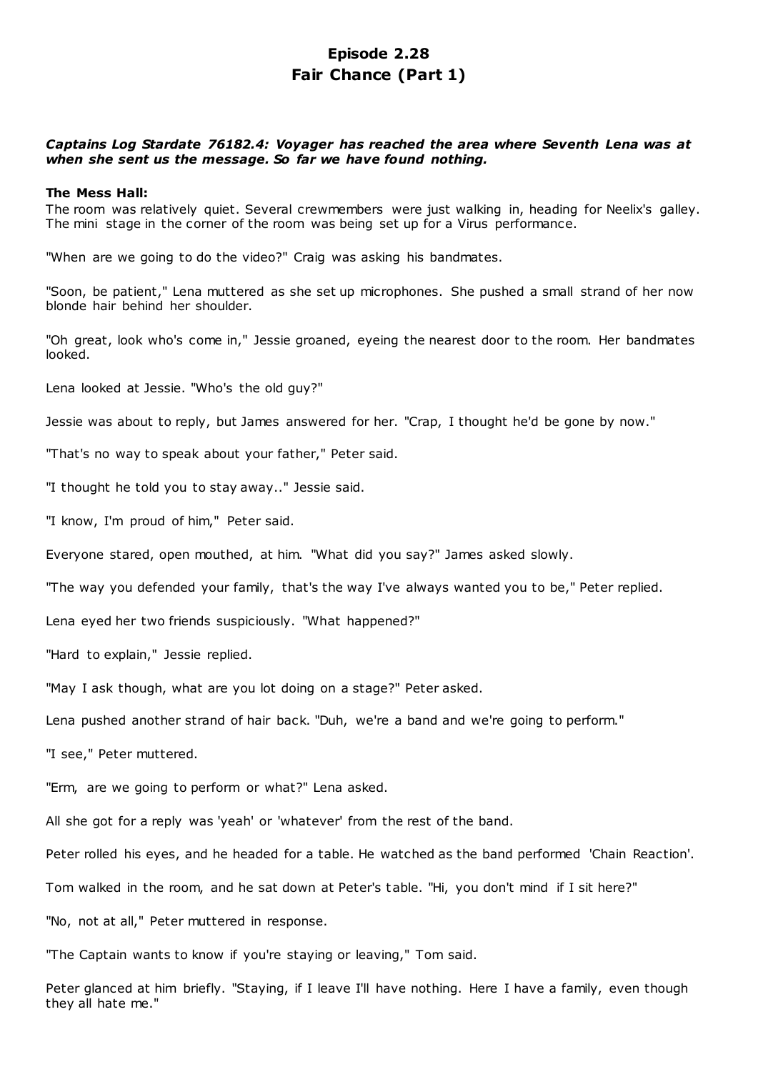# Episode 2.28
# Fair Chance (Part 1)

***Captains Log Stardate 76182.4: Voyager has reached the area where Seventh Lena was at when she sent us the message. So far we have found nothing.***

**The Mess Hall:**

The room was relatively quiet. Several crewmembers were just walking in, heading for Neelix's galley. The mini stage in the corner of the room was being set up for a Virus performance.

"When are we going to do the video?" Craig was asking his bandmates.

"Soon, be patient," Lena muttered as she set up microphones. She pushed a small strand of her now blonde hair behind her shoulder.

"Oh great, look who's come in," Jessie groaned, eyeing the nearest door to the room. Her bandmates looked.

Lena looked at Jessie. "Who's the old guy?"

Jessie was about to reply, but James answered for her. "Crap, I thought he'd be gone by now."

"That's no way to speak about your father," Peter said.

"I thought he told you to stay away.." Jessie said.

"I know, I'm proud of him," Peter said.

Everyone stared, open mouthed, at him. "What did you say?" James asked slowly.

"The way you defended your family, that's the way I've always wanted you to be," Peter replied.

Lena eyed her two friends suspiciously. "What happened?"

"Hard to explain," Jessie replied.

"May I ask though, what are you lot doing on a stage?" Peter asked.

Lena pushed another strand of hair back. "Duh, we're a band and we're going to perform."

"I see," Peter muttered.

"Erm, are we going to perform or what?" Lena asked.

All she got for a reply was 'yeah' or 'whatever' from the rest of the band.

Peter rolled his eyes, and he headed for a table. He watched as the band performed 'Chain Reaction'.

Tom walked in the room, and he sat down at Peter's table. "Hi, you don't mind if I sit here?"

"No, not at all," Peter muttered in response.

"The Captain wants to know if you're staying or leaving," Tom said.

Peter glanced at him briefly. "Staying, if I leave I'll have nothing. Here I have a family, even though they all hate me."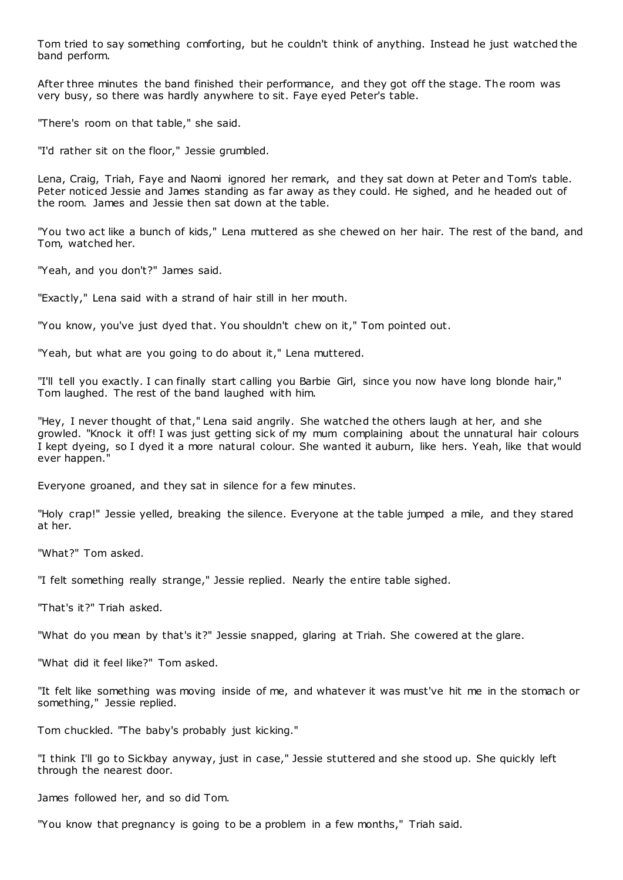Tom tried to say something comforting, but he couldn't think of anything. Instead he just watched the band perform.

After three minutes the band finished their performance, and they got off the stage. The room was very busy, so there was hardly anywhere to sit. Faye eyed Peter's table.

"There's room on that table," she said.

"I'd rather sit on the floor," Jessie grumbled.

Lena, Craig, Triah, Faye and Naomi ignored her remark, and they sat down at Peter and Tom's table. Peter noticed Jessie and James standing as far away as they could. He sighed, and he headed out of the room. James and Jessie then sat down at the table.

"You two act like a bunch of kids," Lena muttered as she chewed on her hair. The rest of the band, and Tom, watched her.

"Yeah, and you don't?" James said.

"Exactly," Lena said with a strand of hair still in her mouth.

"You know, you've just dyed that. You shouldn't chew on it," Tom pointed out.

"Yeah, but what are you going to do about it," Lena muttered.

"I'll tell you exactly. I can finally start calling you Barbie Girl, since you now have long blonde hair," Tom laughed. The rest of the band laughed with him.

"Hey, I never thought of that," Lena said angrily. She watched the others laugh at her, and she growled. "Knock it off! I was just getting sick of my mum complaining about the unnatural hair colours I kept dyeing, so I dyed it a more natural colour. She wanted it auburn, like hers. Yeah, like that would ever happen."

Everyone groaned, and they sat in silence for a few minutes.

"Holy crap!" Jessie yelled, breaking the silence. Everyone at the table jumped a mile, and they stared at her.

"What?" Tom asked.

"I felt something really strange," Jessie replied. Nearly the entire table sighed.

"That's it?" Triah asked.

"What do you mean by that's it?" Jessie snapped, glaring at Triah. She cowered at the glare.

"What did it feel like?" Tom asked.

"It felt like something was moving inside of me, and whatever it was must've hit me in the stomach or something," Jessie replied.

Tom chuckled. "The baby's probably just kicking."

"I think I'll go to Sickbay anyway, just in case," Jessie stuttered and she stood up. She quickly left through the nearest door.

James followed her, and so did Tom.

"You know that pregnancy is going to be a problem in a few months," Triah said.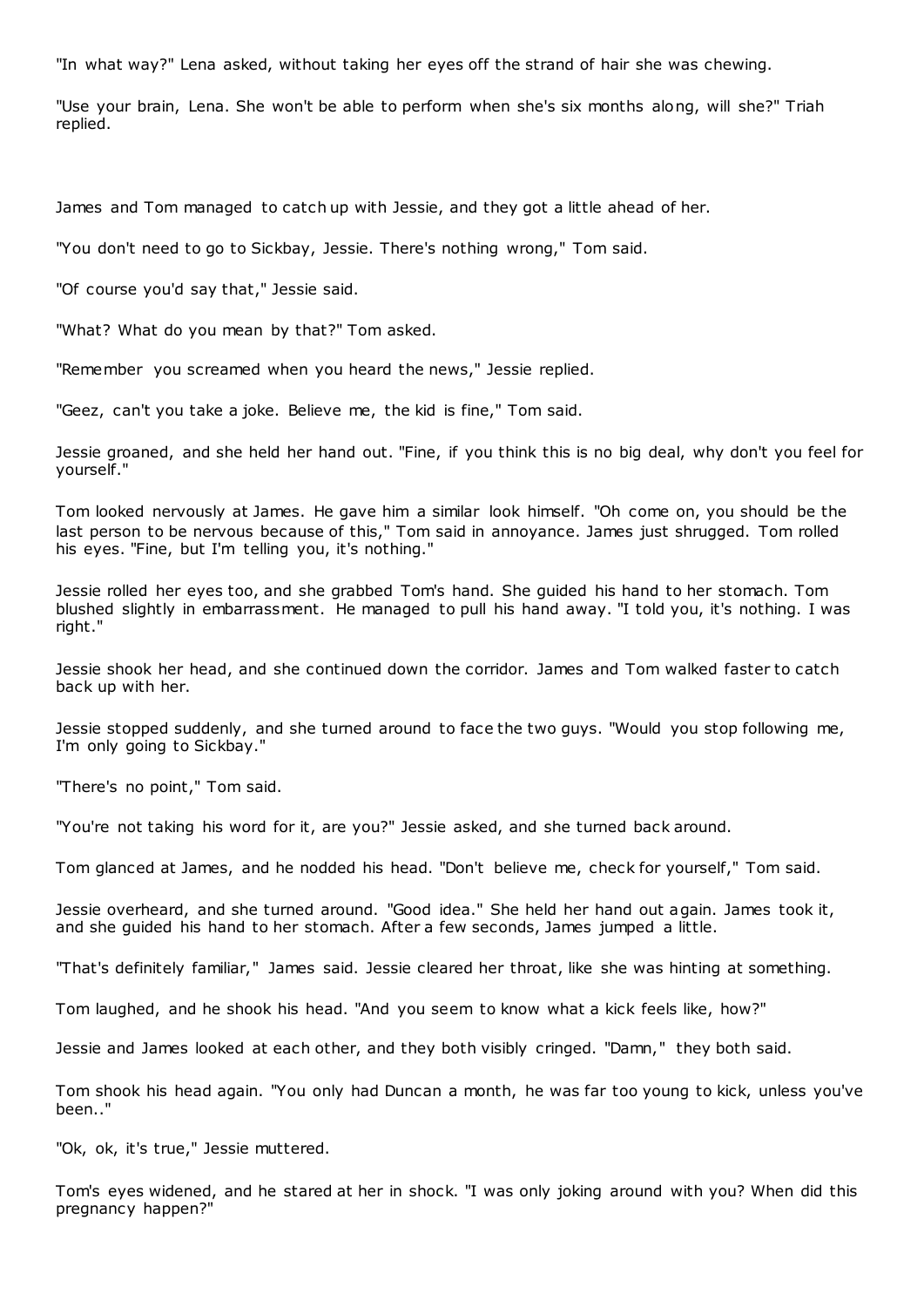"In what way?" Lena asked, without taking her eyes off the strand of hair she was chewing.

"Use your brain, Lena. She won't be able to perform when she's six months along, will she?" Triah replied.

James and Tom managed to catch up with Jessie, and they got a little ahead of her.

"You don't need to go to Sickbay, Jessie. There's nothing wrong," Tom said.

"Of course you'd say that," Jessie said.

"What? What do you mean by that?" Tom asked.

"Remember you screamed when you heard the news," Jessie replied.

"Geez, can't you take a joke. Believe me, the kid is fine," Tom said.

Jessie groaned, and she held her hand out. "Fine, if you think this is no big deal, why don't you feel for yourself."

Tom looked nervously at James. He gave him a similar look himself. "Oh come on, you should be the last person to be nervous because of this," Tom said in annoyance. James just shrugged. Tom rolled his eyes. "Fine, but I'm telling you, it's nothing."

Jessie rolled her eyes too, and she grabbed Tom's hand. She guided his hand to her stomach. Tom blushed slightly in embarrassment. He managed to pull his hand away. "I told you, it's nothing. I was right."

Jessie shook her head, and she continued down the corridor. James and Tom walked faster to catch back up with her.

Jessie stopped suddenly, and she turned around to face the two guys. "Would you stop following me, I'm only going to Sickbay."

"There's no point," Tom said.

"You're not taking his word for it, are you?" Jessie asked, and she turned back around.

Tom glanced at James, and he nodded his head. "Don't believe me, check for yourself," Tom said.

Jessie overheard, and she turned around. "Good idea." She held her hand out again. James took it, and she guided his hand to her stomach. After a few seconds, James jumped a little.

"That's definitely familiar," James said. Jessie cleared her throat, like she was hinting at something.

Tom laughed, and he shook his head. "And you seem to know what a kick feels like, how?"

Jessie and James looked at each other, and they both visibly cringed. "Damn," they both said.

Tom shook his head again. "You only had Duncan a month, he was far too young to kick, unless you've been.."

"Ok, ok, it's true," Jessie muttered.

Tom's eyes widened, and he stared at her in shock. "I was only joking around with you? When did this pregnancy happen?"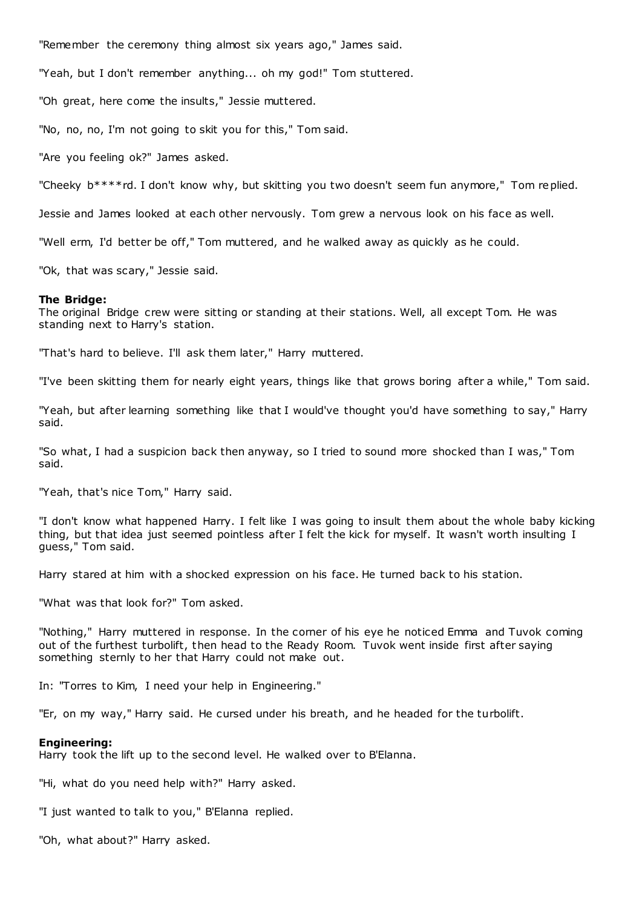"Remember the ceremony thing almost six years ago," James said.

"Yeah, but I don't remember anything... oh my god!" Tom stuttered.

"Oh great, here come the insults," Jessie muttered.

"No, no, no, I'm not going to skit you for this," Tom said.

"Are you feeling ok?" James asked.

"Cheeky b****rd. I don't know why, but skitting you two doesn't seem fun anymore," Tom replied.

Jessie and James looked at each other nervously. Tom grew a nervous look on his face as well.

"Well erm, I'd better be off," Tom muttered, and he walked away as quickly as he could.

"Ok, that was scary," Jessie said.

**The Bridge:**
The original Bridge crew were sitting or standing at their stations. Well, all except Tom. He was standing next to Harry's station.

"That's hard to believe. I'll ask them later," Harry muttered.

"I've been skitting them for nearly eight years, things like that grows boring after a while," Tom said.

"Yeah, but after learning something like that I would've thought you'd have something to say," Harry said.

"So what, I had a suspicion back then anyway, so I tried to sound more shocked than I was," Tom said.

"Yeah, that's nice Tom," Harry said.

"I don't know what happened Harry. I felt like I was going to insult them about the whole baby kicking thing, but that idea just seemed pointless after I felt the kick for myself. It wasn't worth insulting I guess," Tom said.

Harry stared at him with a shocked expression on his face. He turned back to his station.

"What was that look for?" Tom asked.

"Nothing," Harry muttered in response. In the corner of his eye he noticed Emma and Tuvok coming out of the furthest turbolift, then head to the Ready Room. Tuvok went inside first after saying something sternly to her that Harry could not make out.

In: "Torres to Kim, I need your help in Engineering."

"Er, on my way," Harry said. He cursed under his breath, and he headed for the turbolift.

**Engineering:**
Harry took the lift up to the second level. He walked over to B'Elanna.

"Hi, what do you need help with?" Harry asked.

"I just wanted to talk to you," B'Elanna replied.

"Oh, what about?" Harry asked.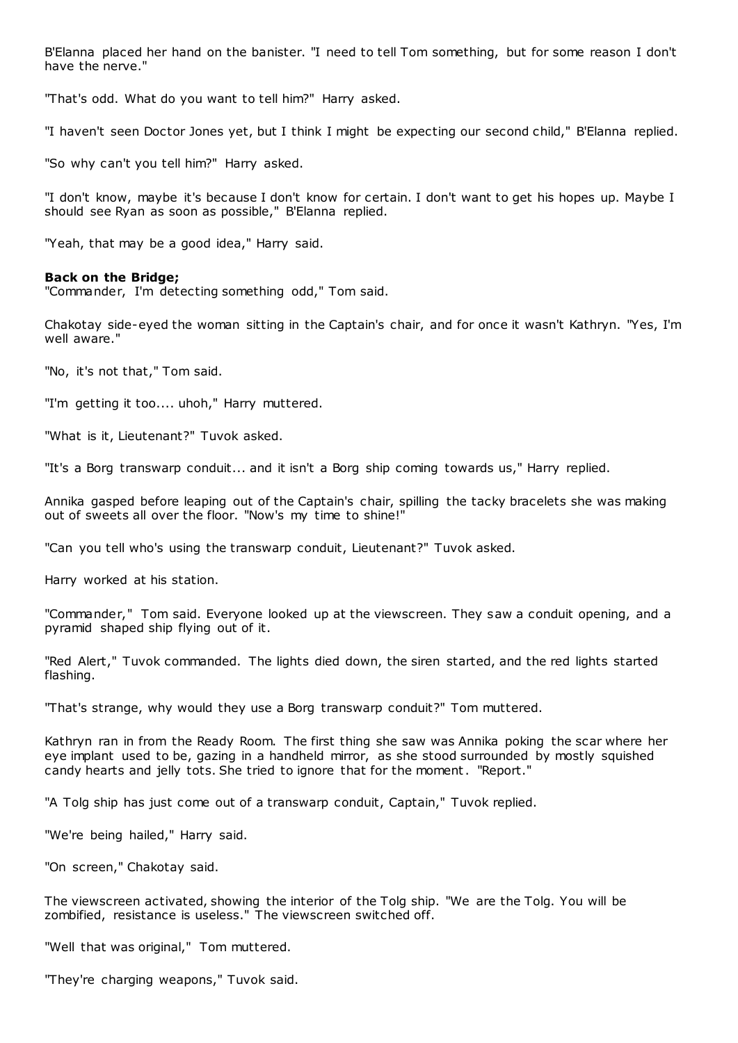B'Elanna placed her hand on the banister. "I need to tell Tom something, but for some reason I don't have the nerve."

"That's odd. What do you want to tell him?" Harry asked.

"I haven't seen Doctor Jones yet, but I think I might be expecting our second child," B'Elanna replied.

"So why can't you tell him?" Harry asked.

"I don't know, maybe it's because I don't know for certain. I don't want to get his hopes up. Maybe I should see Ryan as soon as possible," B'Elanna replied.

"Yeah, that may be a good idea," Harry said.

**Back on the Bridge;**
"Commander, I'm detecting something odd," Tom said.

Chakotay side-eyed the woman sitting in the Captain's chair, and for once it wasn't Kathryn. "Yes, I'm well aware."

"No, it's not that," Tom said.

"I'm getting it too.... uhoh," Harry muttered.

"What is it, Lieutenant?" Tuvok asked.

"It's a Borg transwarp conduit... and it isn't a Borg ship coming towards us," Harry replied.

Annika gasped before leaping out of the Captain's chair, spilling the tacky bracelets she was making out of sweets all over the floor. "Now's my time to shine!"

"Can you tell who's using the transwarp conduit, Lieutenant?" Tuvok asked.

Harry worked at his station.

"Commander," Tom said. Everyone looked up at the viewscreen. They saw a conduit opening, and a pyramid shaped ship flying out of it.

"Red Alert," Tuvok commanded. The lights died down, the siren started, and the red lights started flashing.

"That's strange, why would they use a Borg transwarp conduit?" Tom muttered.

Kathryn ran in from the Ready Room. The first thing she saw was Annika poking the scar where her eye implant used to be, gazing in a handheld mirror, as she stood surrounded by mostly squished candy hearts and jelly tots. She tried to ignore that for the moment. "Report."

"A Tolg ship has just come out of a transwarp conduit, Captain," Tuvok replied.

"We're being hailed," Harry said.

"On screen," Chakotay said.

The viewscreen activated, showing the interior of the Tolg ship. "We are the Tolg. You will be zombified, resistance is useless." The viewscreen switched off.

"Well that was original," Tom muttered.

"They're charging weapons," Tuvok said.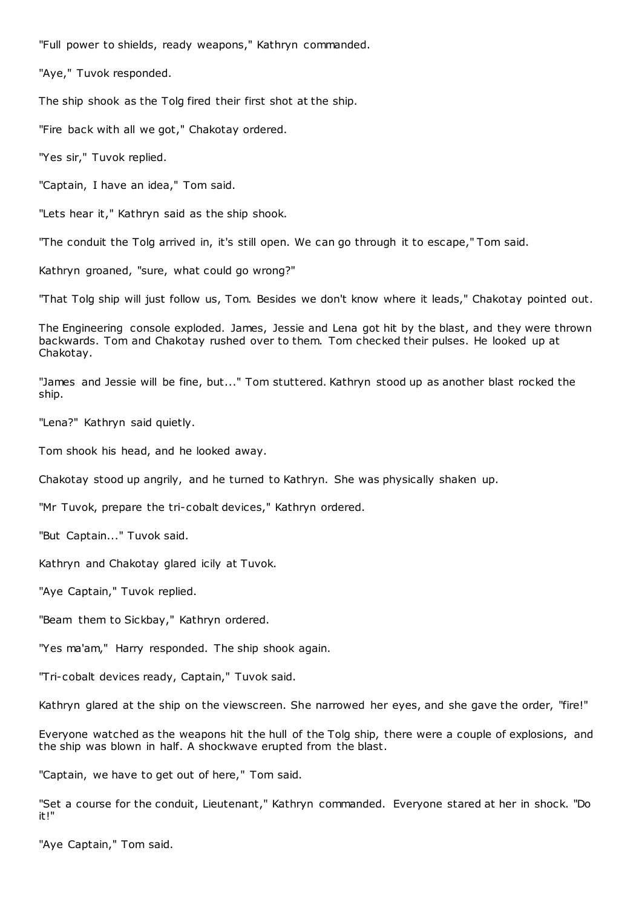"Full power to shields, ready weapons," Kathryn commanded.

"Aye," Tuvok responded.

The ship shook as the Tolg fired their first shot at the ship.

"Fire back with all we got," Chakotay ordered.

"Yes sir," Tuvok replied.

"Captain, I have an idea," Tom said.

"Lets hear it," Kathryn said as the ship shook.

"The conduit the Tolg arrived in, it's still open. We can go through it to escape," Tom said.

Kathryn groaned, "sure, what could go wrong?"

"That Tolg ship will just follow us, Tom. Besides we don't know where it leads," Chakotay pointed out.

The Engineering console exploded. James, Jessie and Lena got hit by the blast, and they were thrown backwards. Tom and Chakotay rushed over to them. Tom checked their pulses. He looked up at Chakotay.

"James and Jessie will be fine, but..." Tom stuttered. Kathryn stood up as another blast rocked the ship.

"Lena?" Kathryn said quietly.

Tom shook his head, and he looked away.

Chakotay stood up angrily, and he turned to Kathryn. She was physically shaken up.

"Mr Tuvok, prepare the tri-cobalt devices," Kathryn ordered.

"But Captain..." Tuvok said.

Kathryn and Chakotay glared icily at Tuvok.

"Aye Captain," Tuvok replied.

"Beam them to Sickbay," Kathryn ordered.

"Yes ma'am," Harry responded. The ship shook again.

"Tri-cobalt devices ready, Captain," Tuvok said.

Kathryn glared at the ship on the viewscreen. She narrowed her eyes, and she gave the order, "fire!"

Everyone watched as the weapons hit the hull of the Tolg ship, there were a couple of explosions, and the ship was blown in half. A shockwave erupted from the blast.

"Captain, we have to get out of here," Tom said.

"Set a course for the conduit, Lieutenant," Kathryn commanded. Everyone stared at her in shock. "Do it!"

"Aye Captain," Tom said.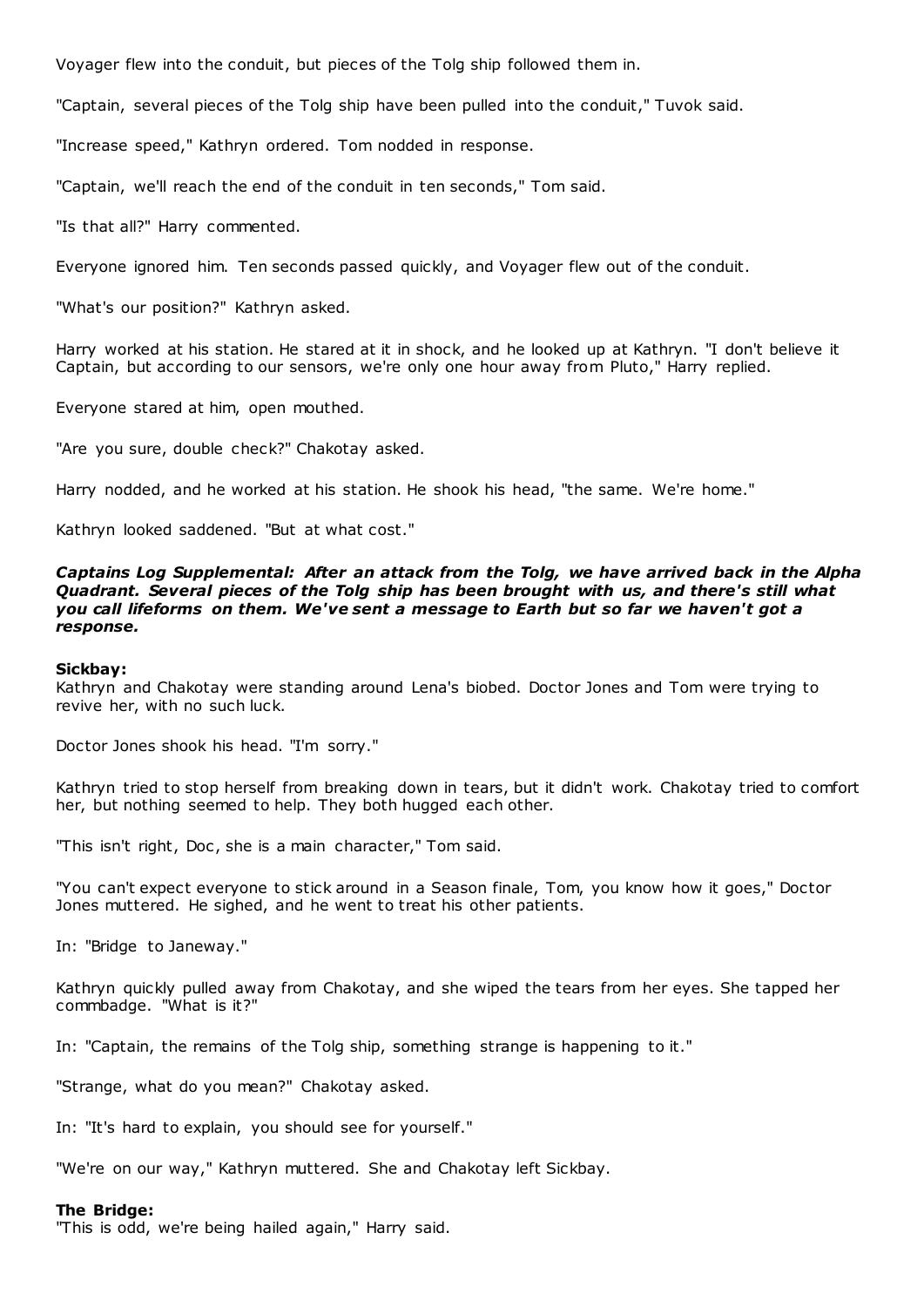Voyager flew into the conduit, but pieces of the Tolg ship followed them in.

"Captain, several pieces of the Tolg ship have been pulled into the conduit," Tuvok said.

"Increase speed," Kathryn ordered. Tom nodded in response.

"Captain, we'll reach the end of the conduit in ten seconds," Tom said.

"Is that all?" Harry commented.

Everyone ignored him. Ten seconds passed quickly, and Voyager flew out of the conduit.

"What's our position?" Kathryn asked.

Harry worked at his station. He stared at it in shock, and he looked up at Kathryn. "I don't believe it Captain, but according to our sensors, we're only one hour away from Pluto," Harry replied.

Everyone stared at him, open mouthed.

"Are you sure, double check?" Chakotay asked.

Harry nodded, and he worked at his station. He shook his head, "the same. We're home."

Kathryn looked saddened. "But at what cost."

***Captains Log Supplemental: After an attack from the Tolg, we have arrived back in the Alpha Quadrant. Several pieces of the Tolg ship has been brought with us, and there's still what you call lifeforms on them. We've sent a message to Earth but so far we haven't got a response.***

**Sickbay:**
Kathryn and Chakotay were standing around Lena's biobed. Doctor Jones and Tom were trying to revive her, with no such luck.

Doctor Jones shook his head. "I'm sorry."

Kathryn tried to stop herself from breaking down in tears, but it didn't work. Chakotay tried to comfort her, but nothing seemed to help. They both hugged each other.

"This isn't right, Doc, she is a main character," Tom said.

"You can't expect everyone to stick around in a Season finale, Tom, you know how it goes," Doctor Jones muttered. He sighed, and he went to treat his other patients.

In: "Bridge to Janeway."

Kathryn quickly pulled away from Chakotay, and she wiped the tears from her eyes. She tapped her commbadge. "What is it?"

In: "Captain, the remains of the Tolg ship, something strange is happening to it."

"Strange, what do you mean?" Chakotay asked.

In: "It's hard to explain, you should see for yourself."

"We're on our way," Kathryn muttered. She and Chakotay left Sickbay.

**The Bridge:**
"This is odd, we're being hailed again," Harry said.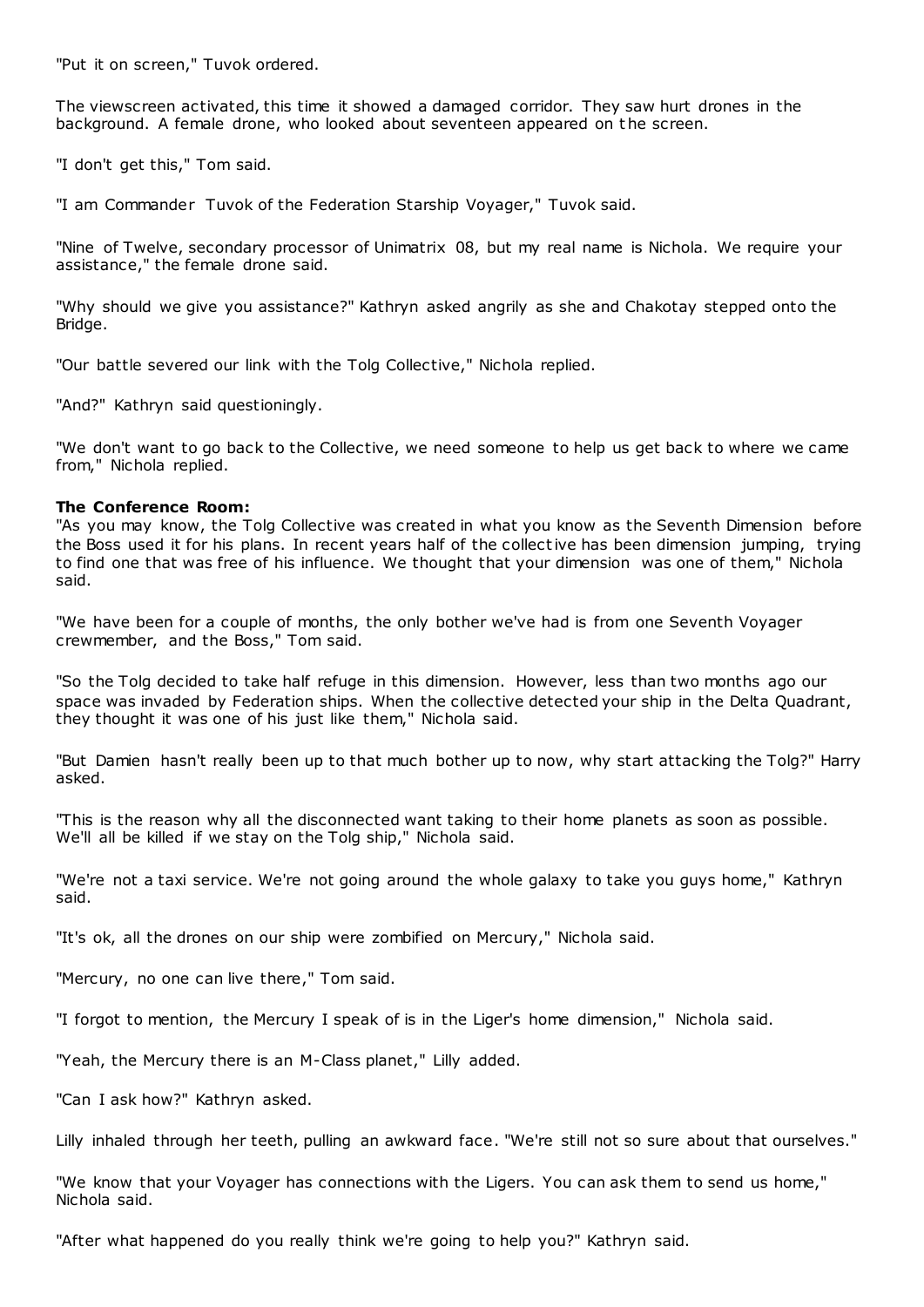"Put it on screen," Tuvok ordered.

The viewscreen activated, this time it showed a damaged corridor. They saw hurt drones in the background. A female drone, who looked about seventeen appeared on the screen.

"I don't get this," Tom said.

"I am Commander Tuvok of the Federation Starship Voyager," Tuvok said.

"Nine of Twelve, secondary processor of Unimatrix 08, but my real name is Nichola. We require your assistance," the female drone said.

"Why should we give you assistance?" Kathryn asked angrily as she and Chakotay stepped onto the Bridge.

"Our battle severed our link with the Tolg Collective," Nichola replied.

"And?" Kathryn said questioningly.

"We don't want to go back to the Collective, we need someone to help us get back to where we came from," Nichola replied.

**The Conference Room:**
"As you may know, the Tolg Collective was created in what you know as the Seventh Dimension before the Boss used it for his plans. In recent years half of the collective has been dimension jumping, trying to find one that was free of his influence. We thought that your dimension was one of them," Nichola said.

"We have been for a couple of months, the only bother we've had is from one Seventh Voyager crewmember, and the Boss," Tom said.

"So the Tolg decided to take half refuge in this dimension. However, less than two months ago our space was invaded by Federation ships. When the collective detected your ship in the Delta Quadrant, they thought it was one of his just like them," Nichola said.

"But Damien hasn't really been up to that much bother up to now, why start attacking the Tolg?" Harry asked.

"This is the reason why all the disconnected want taking to their home planets as soon as possible. We'll all be killed if we stay on the Tolg ship," Nichola said.

"We're not a taxi service. We're not going around the whole galaxy to take you guys home," Kathryn said.

"It's ok, all the drones on our ship were zombified on Mercury," Nichola said.

"Mercury, no one can live there," Tom said.

"I forgot to mention, the Mercury I speak of is in the Liger's home dimension," Nichola said.

"Yeah, the Mercury there is an M-Class planet," Lilly added.

"Can I ask how?" Kathryn asked.

Lilly inhaled through her teeth, pulling an awkward face. "We're still not so sure about that ourselves."

"We know that your Voyager has connections with the Ligers. You can ask them to send us home," Nichola said.

"After what happened do you really think we're going to help you?" Kathryn said.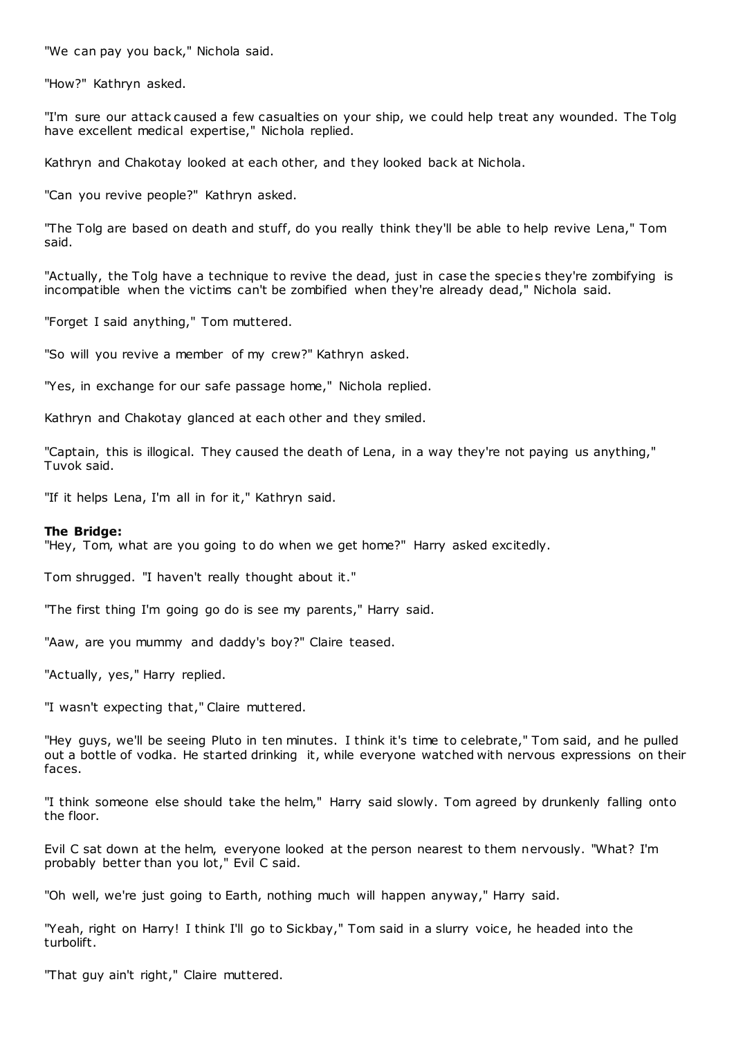"We can pay you back," Nichola said.

"How?" Kathryn asked.

"I'm sure our attack caused a few casualties on your ship, we could help treat any wounded. The Tolg have excellent medical expertise," Nichola replied.

Kathryn and Chakotay looked at each other, and they looked back at Nichola.

"Can you revive people?" Kathryn asked.

"The Tolg are based on death and stuff, do you really think they'll be able to help revive Lena," Tom said.

"Actually, the Tolg have a technique to revive the dead, just in case the species they're zombifying is incompatible when the victims can't be zombified when they're already dead," Nichola said.

"Forget I said anything," Tom muttered.

"So will you revive a member of my crew?" Kathryn asked.

"Yes, in exchange for our safe passage home," Nichola replied.

Kathryn and Chakotay glanced at each other and they smiled.

"Captain, this is illogical. They caused the death of Lena, in a way they're not paying us anything," Tuvok said.

"If it helps Lena, I'm all in for it," Kathryn said.

**The Bridge:**
"Hey, Tom, what are you going to do when we get home?" Harry asked excitedly.

Tom shrugged. "I haven't really thought about it."

"The first thing I'm going go do is see my parents," Harry said.

"Aaw, are you mummy and daddy's boy?" Claire teased.

"Actually, yes," Harry replied.

"I wasn't expecting that," Claire muttered.

"Hey guys, we'll be seeing Pluto in ten minutes. I think it's time to celebrate," Tom said, and he pulled out a bottle of vodka. He started drinking it, while everyone watched with nervous expressions on their faces.

"I think someone else should take the helm," Harry said slowly. Tom agreed by drunkenly falling onto the floor.

Evil C sat down at the helm, everyone looked at the person nearest to them nervously. "What? I'm probably better than you lot," Evil C said.

"Oh well, we're just going to Earth, nothing much will happen anyway," Harry said.

"Yeah, right on Harry! I think I'll go to Sickbay," Tom said in a slurry voice, he headed into the turbolift.

"That guy ain't right," Claire muttered.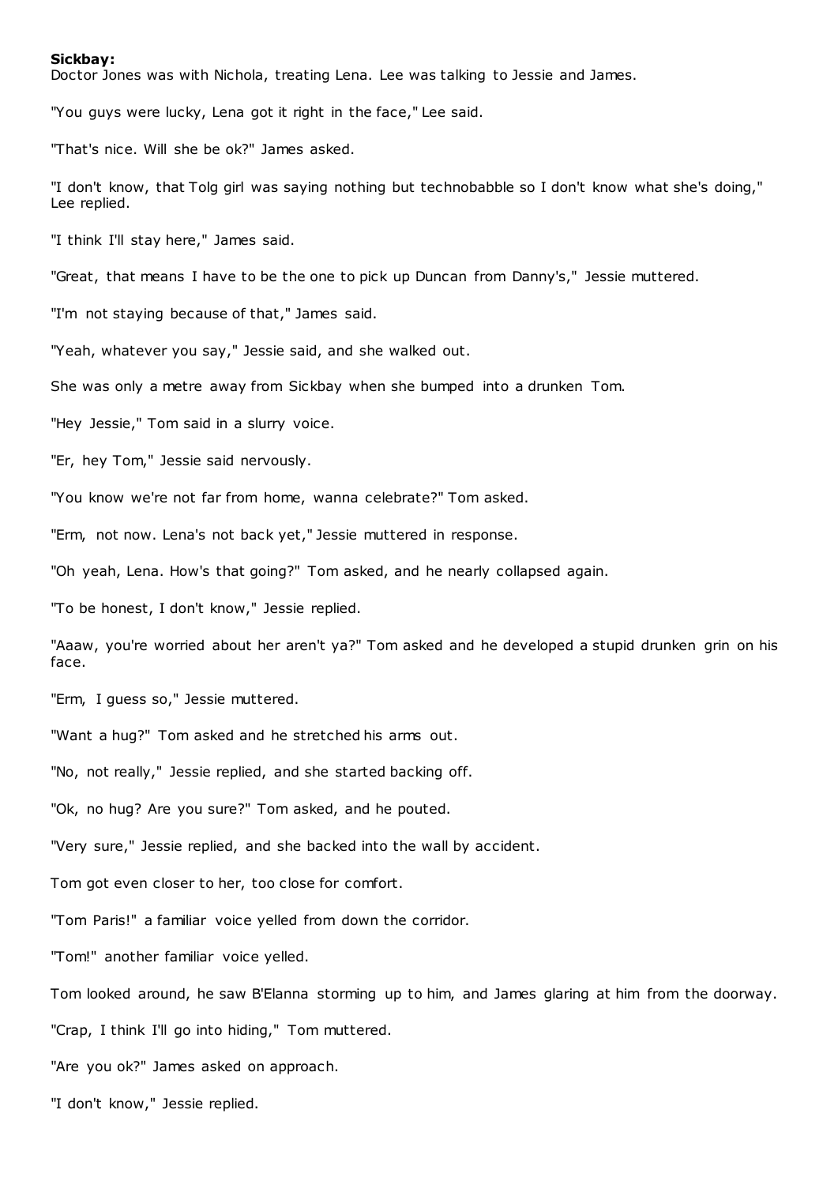**Sickbay:**

Doctor Jones was with Nichola, treating Lena. Lee was talking to Jessie and James.

"You guys were lucky, Lena got it right in the face," Lee said.

"That's nice. Will she be ok?" James asked.

"I don't know, that Tolg girl was saying nothing but technobabble so I don't know what she's doing," Lee replied.

"I think I'll stay here," James said.

"Great, that means I have to be the one to pick up Duncan from Danny's," Jessie muttered.

"I'm not staying because of that," James said.

"Yeah, whatever you say," Jessie said, and she walked out.

She was only a metre away from Sickbay when she bumped into a drunken Tom.

"Hey Jessie," Tom said in a slurry voice.

"Er, hey Tom," Jessie said nervously.

"You know we're not far from home, wanna celebrate?" Tom asked.

"Erm, not now. Lena's not back yet," Jessie muttered in response.

"Oh yeah, Lena. How's that going?" Tom asked, and he nearly collapsed again.

"To be honest, I don't know," Jessie replied.

"Aaaw, you're worried about her aren't ya?" Tom asked and he developed a stupid drunken grin on his face.

"Erm, I guess so," Jessie muttered.

"Want a hug?" Tom asked and he stretched his arms out.

"No, not really," Jessie replied, and she started backing off.

"Ok, no hug? Are you sure?" Tom asked, and he pouted.

"Very sure," Jessie replied, and she backed into the wall by accident.

Tom got even closer to her, too close for comfort.

"Tom Paris!" a familiar voice yelled from down the corridor.

"Tom!" another familiar voice yelled.

Tom looked around, he saw B'Elanna storming up to him, and James glaring at him from the doorway.

"Crap, I think I'll go into hiding," Tom muttered.

"Are you ok?" James asked on approach.

"I don't know," Jessie replied.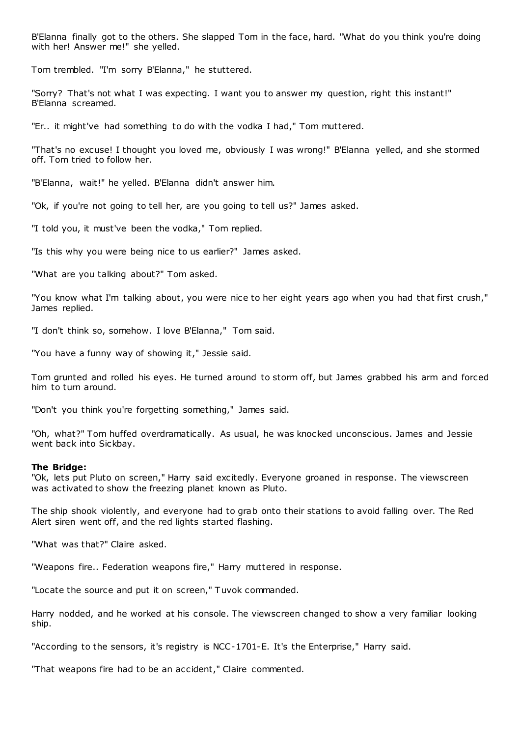B'Elanna finally got to the others. She slapped Tom in the face, hard. "What do you think you're doing with her! Answer me!" she yelled.

Tom trembled. "I'm sorry B'Elanna," he stuttered.

"Sorry? That's not what I was expecting. I want you to answer my question, right this instant!" B'Elanna screamed.

"Er.. it might've had something to do with the vodka I had," Tom muttered.

"That's no excuse! I thought you loved me, obviously I was wrong!" B'Elanna yelled, and she stormed off. Tom tried to follow her.

"B'Elanna, wait!" he yelled. B'Elanna didn't answer him.

"Ok, if you're not going to tell her, are you going to tell us?" James asked.

"I told you, it must've been the vodka," Tom replied.

"Is this why you were being nice to us earlier?" James asked.

"What are you talking about?" Tom asked.

"You know what I'm talking about, you were nice to her eight years ago when you had that first crush," James replied.

"I don't think so, somehow. I love B'Elanna," Tom said.

"You have a funny way of showing it," Jessie said.

Tom grunted and rolled his eyes. He turned around to storm off, but James grabbed his arm and forced him to turn around.

"Don't you think you're forgetting something," James said.

"Oh, what?" Tom huffed overdramatically. As usual, he was knocked unconscious. James and Jessie went back into Sickbay.

**The Bridge:**
"Ok, lets put Pluto on screen," Harry said excitedly. Everyone groaned in response. The viewscreen was activated to show the freezing planet known as Pluto.

The ship shook violently, and everyone had to grab onto their stations to avoid falling over. The Red Alert siren went off, and the red lights started flashing.

"What was that?" Claire asked.

"Weapons fire.. Federation weapons fire," Harry muttered in response.

"Locate the source and put it on screen," Tuvok commanded.

Harry nodded, and he worked at his console. The viewscreen changed to show a very familiar looking ship.

"According to the sensors, it's registry is NCC-1701-E. It's the Enterprise," Harry said.

"That weapons fire had to be an accident," Claire commented.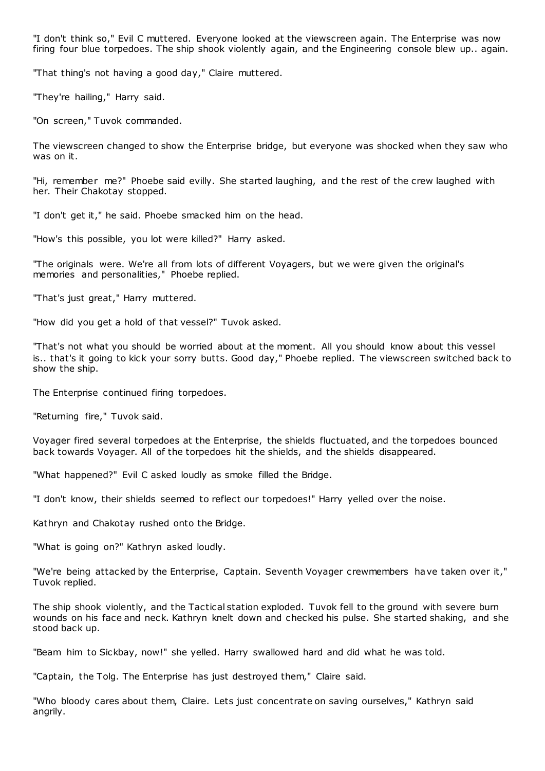"I don't think so," Evil C muttered. Everyone looked at the viewscreen again. The Enterprise was now firing four blue torpedoes. The ship shook violently again, and the Engineering console blew up.. again.

"That thing's not having a good day," Claire muttered.

"They're hailing," Harry said.

"On screen," Tuvok commanded.

The viewscreen changed to show the Enterprise bridge, but everyone was shocked when they saw who was on it.

"Hi, remember me?" Phoebe said evilly. She started laughing, and the rest of the crew laughed with her. Their Chakotay stopped.

"I don't get it," he said. Phoebe smacked him on the head.

"How's this possible, you lot were killed?" Harry asked.

"The originals were. We're all from lots of different Voyagers, but we were given the original's memories and personalities," Phoebe replied.

"That's just great," Harry muttered.

"How did you get a hold of that vessel?" Tuvok asked.

"That's not what you should be worried about at the moment. All you should know about this vessel is.. that's it going to kick your sorry butts. Good day," Phoebe replied. The viewscreen switched back to show the ship.

The Enterprise continued firing torpedoes.

"Returning fire," Tuvok said.

Voyager fired several torpedoes at the Enterprise, the shields fluctuated, and the torpedoes bounced back towards Voyager. All of the torpedoes hit the shields, and the shields disappeared.

"What happened?" Evil C asked loudly as smoke filled the Bridge.

"I don't know, their shields seemed to reflect our torpedoes!" Harry yelled over the noise.

Kathryn and Chakotay rushed onto the Bridge.

"What is going on?" Kathryn asked loudly.

"We're being attacked by the Enterprise, Captain. Seventh Voyager crewmembers have taken over it," Tuvok replied.

The ship shook violently, and the Tactical station exploded. Tuvok fell to the ground with severe burn wounds on his face and neck. Kathryn knelt down and checked his pulse. She started shaking, and she stood back up.

"Beam him to Sickbay, now!" she yelled. Harry swallowed hard and did what he was told.

"Captain, the Tolg. The Enterprise has just destroyed them," Claire said.

"Who bloody cares about them, Claire. Lets just concentrate on saving ourselves," Kathryn said angrily.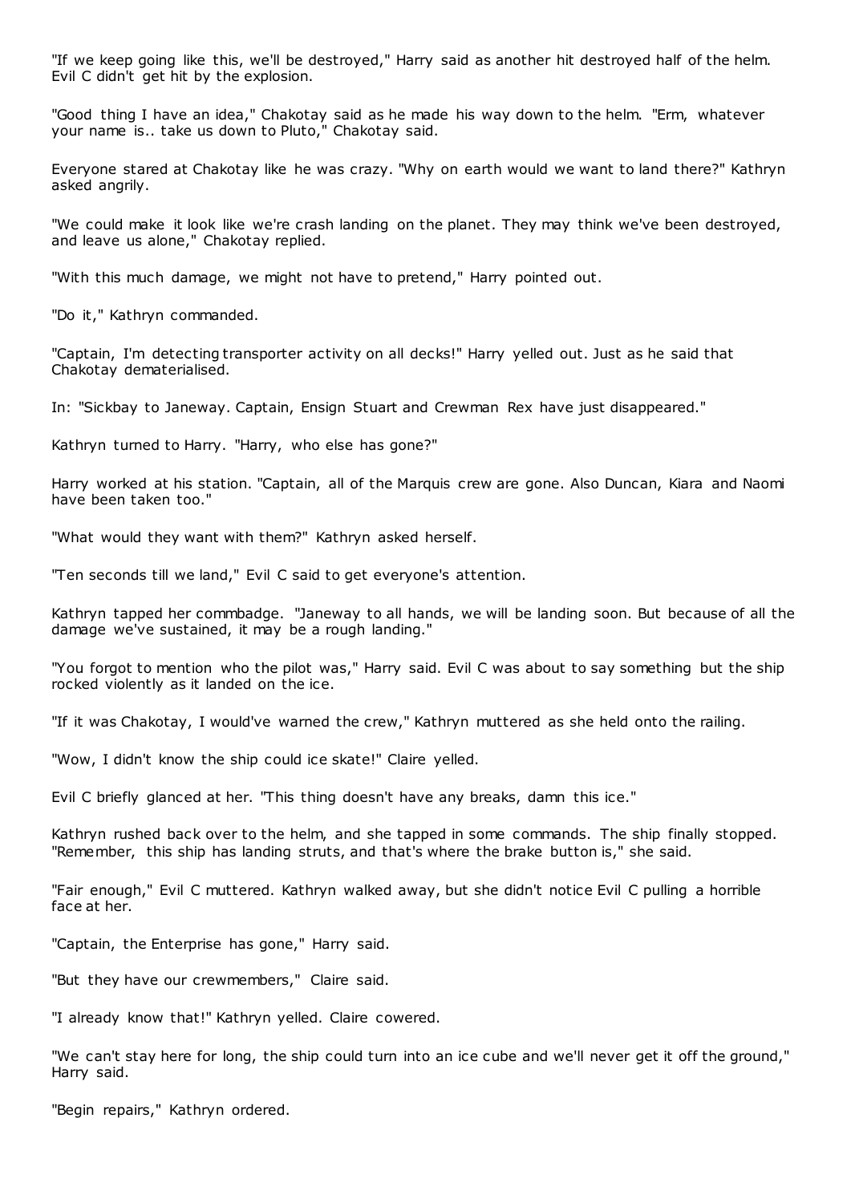"If we keep going like this, we'll be destroyed," Harry said as another hit destroyed half of the helm. Evil C didn't get hit by the explosion.

"Good thing I have an idea," Chakotay said as he made his way down to the helm. "Erm, whatever your name is.. take us down to Pluto," Chakotay said.

Everyone stared at Chakotay like he was crazy. "Why on earth would we want to land there?" Kathryn asked angrily.

"We could make it look like we're crash landing on the planet. They may think we've been destroyed, and leave us alone," Chakotay replied.

"With this much damage, we might not have to pretend," Harry pointed out.

"Do it," Kathryn commanded.

"Captain, I'm detecting transporter activity on all decks!" Harry yelled out. Just as he said that Chakotay dematerialised.

In: "Sickbay to Janeway. Captain, Ensign Stuart and Crewman Rex have just disappeared."

Kathryn turned to Harry. "Harry, who else has gone?"

Harry worked at his station. "Captain, all of the Marquis crew are gone. Also Duncan, Kiara and Naomi have been taken too."

"What would they want with them?" Kathryn asked herself.

"Ten seconds till we land," Evil C said to get everyone's attention.

Kathryn tapped her commbadge. "Janeway to all hands, we will be landing soon. But because of all the damage we've sustained, it may be a rough landing."

"You forgot to mention who the pilot was," Harry said. Evil C was about to say something but the ship rocked violently as it landed on the ice.

"If it was Chakotay, I would've warned the crew," Kathryn muttered as she held onto the railing.

"Wow, I didn't know the ship could ice skate!" Claire yelled.

Evil C briefly glanced at her. "This thing doesn't have any breaks, damn this ice."

Kathryn rushed back over to the helm, and she tapped in some commands. The ship finally stopped. "Remember, this ship has landing struts, and that's where the brake button is," she said.

"Fair enough," Evil C muttered. Kathryn walked away, but she didn't notice Evil C pulling a horrible face at her.

"Captain, the Enterprise has gone," Harry said.

"But they have our crewmembers," Claire said.

"I already know that!" Kathryn yelled. Claire cowered.

"We can't stay here for long, the ship could turn into an ice cube and we'll never get it off the ground," Harry said.

"Begin repairs," Kathryn ordered.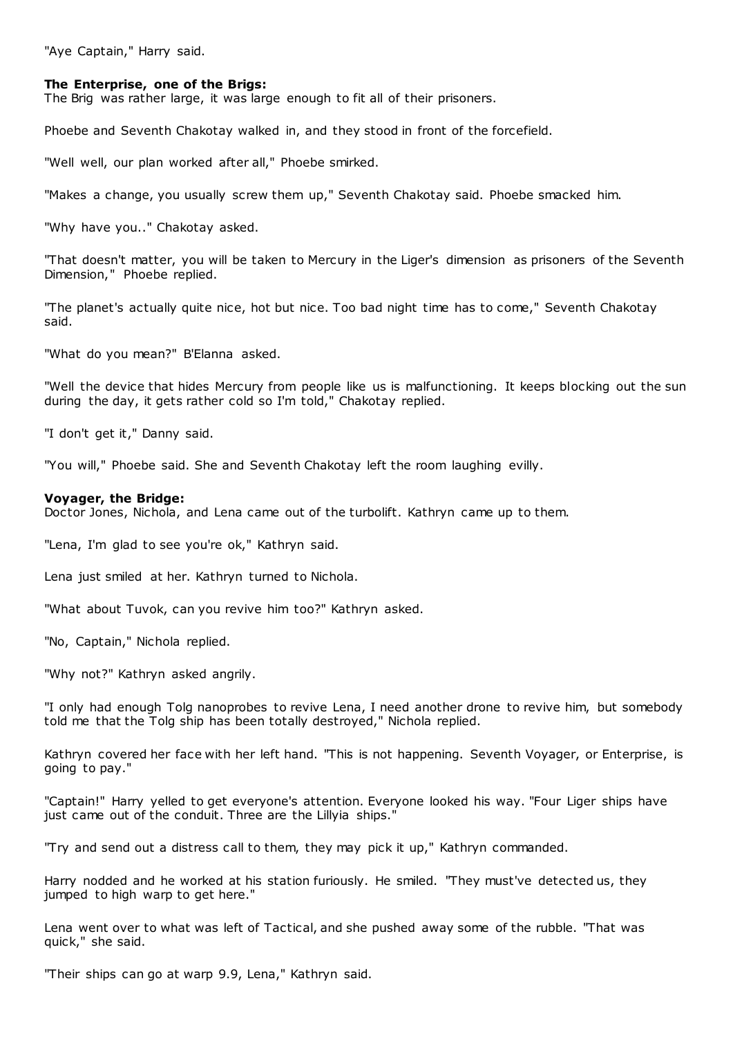"Aye Captain," Harry said.

**The Enterprise, one of the Brigs:**
The Brig was rather large, it was large enough to fit all of their prisoners.

Phoebe and Seventh Chakotay walked in, and they stood in front of the forcefield.

"Well well, our plan worked after all," Phoebe smirked.

"Makes a change, you usually screw them up," Seventh Chakotay said. Phoebe smacked him.

"Why have you.." Chakotay asked.

"That doesn't matter, you will be taken to Mercury in the Liger's dimension as prisoners of the Seventh Dimension," Phoebe replied.

"The planet's actually quite nice, hot but nice. Too bad night time has to come," Seventh Chakotay said.

"What do you mean?" B'Elanna asked.

"Well the device that hides Mercury from people like us is malfunctioning. It keeps blocking out the sun during the day, it gets rather cold so I'm told," Chakotay replied.

"I don't get it," Danny said.

"You will," Phoebe said. She and Seventh Chakotay left the room laughing evilly.

**Voyager, the Bridge:**
Doctor Jones, Nichola, and Lena came out of the turbolift. Kathryn came up to them.

"Lena, I'm glad to see you're ok," Kathryn said.

Lena just smiled at her. Kathryn turned to Nichola.

"What about Tuvok, can you revive him too?" Kathryn asked.

"No, Captain," Nichola replied.

"Why not?" Kathryn asked angrily.

"I only had enough Tolg nanoprobes to revive Lena, I need another drone to revive him, but somebody told me that the Tolg ship has been totally destroyed," Nichola replied.

Kathryn covered her face with her left hand. "This is not happening. Seventh Voyager, or Enterprise, is going to pay."

"Captain!" Harry yelled to get everyone's attention. Everyone looked his way. "Four Liger ships have just came out of the conduit. Three are the Lillyia ships."

"Try and send out a distress call to them, they may pick it up," Kathryn commanded.

Harry nodded and he worked at his station furiously. He smiled. "They must've detected us, they jumped to high warp to get here."

Lena went over to what was left of Tactical, and she pushed away some of the rubble. "That was quick," she said.

"Their ships can go at warp 9.9, Lena," Kathryn said.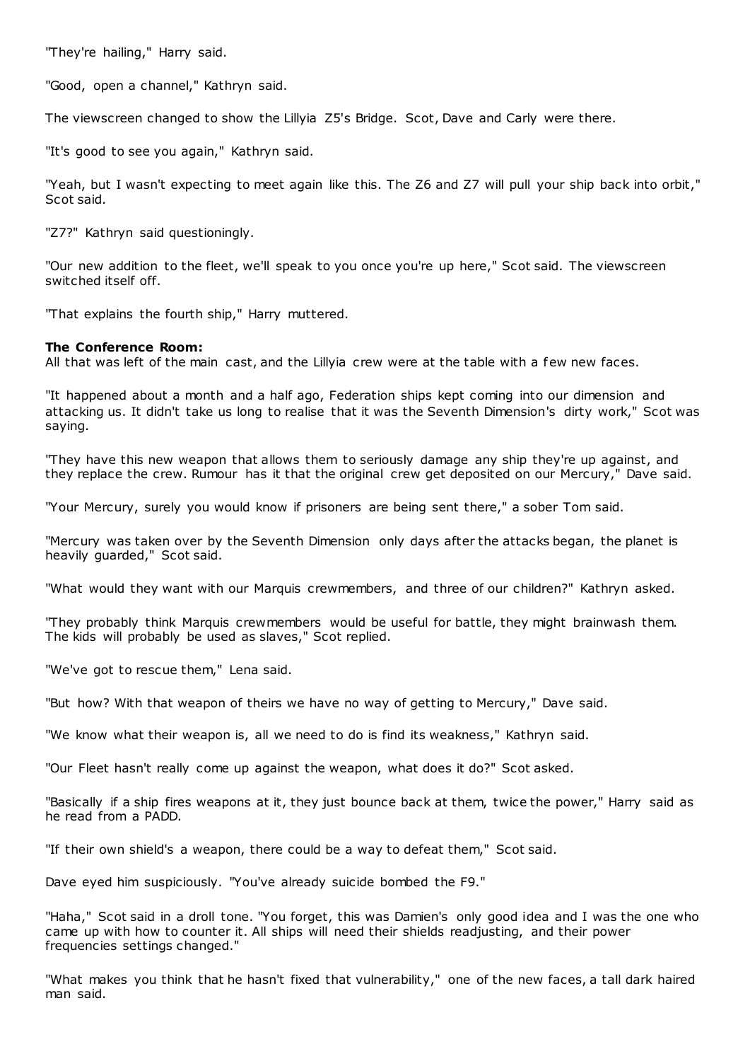"They're hailing," Harry said.

"Good, open a channel," Kathryn said.

The viewscreen changed to show the Lillyia Z5's Bridge. Scot, Dave and Carly were there.

"It's good to see you again," Kathryn said.

"Yeah, but I wasn't expecting to meet again like this. The Z6 and Z7 will pull your ship back into orbit," Scot said.

"Z7?" Kathryn said questioningly.

"Our new addition to the fleet, we'll speak to you once you're up here," Scot said. The viewscreen switched itself off.

"That explains the fourth ship," Harry muttered.

**The Conference Room:**
All that was left of the main cast, and the Lillyia crew were at the table with a few new faces.

"It happened about a month and a half ago, Federation ships kept coming into our dimension and attacking us. It didn't take us long to realise that it was the Seventh Dimension's dirty work," Scot was saying.

"They have this new weapon that allows them to seriously damage any ship they're up against, and they replace the crew. Rumour has it that the original crew get deposited on our Mercury," Dave said.

"Your Mercury, surely you would know if prisoners are being sent there," a sober Tom said.

"Mercury was taken over by the Seventh Dimension only days after the attacks began, the planet is heavily guarded," Scot said.

"What would they want with our Marquis crewmembers, and three of our children?" Kathryn asked.

"They probably think Marquis crewmembers would be useful for battle, they might brainwash them. The kids will probably be used as slaves," Scot replied.

"We've got to rescue them," Lena said.

"But how? With that weapon of theirs we have no way of getting to Mercury," Dave said.

"We know what their weapon is, all we need to do is find its weakness," Kathryn said.

"Our Fleet hasn't really come up against the weapon, what does it do?" Scot asked.

"Basically if a ship fires weapons at it, they just bounce back at them, twice the power," Harry said as he read from a PADD.

"If their own shield's a weapon, there could be a way to defeat them," Scot said.

Dave eyed him suspiciously. "You've already suicide bombed the F9."

"Haha," Scot said in a droll tone. "You forget, this was Damien's only good idea and I was the one who came up with how to counter it. All ships will need their shields readjusting, and their power frequencies settings changed."

"What makes you think that he hasn't fixed that vulnerability," one of the new faces, a tall dark haired man said.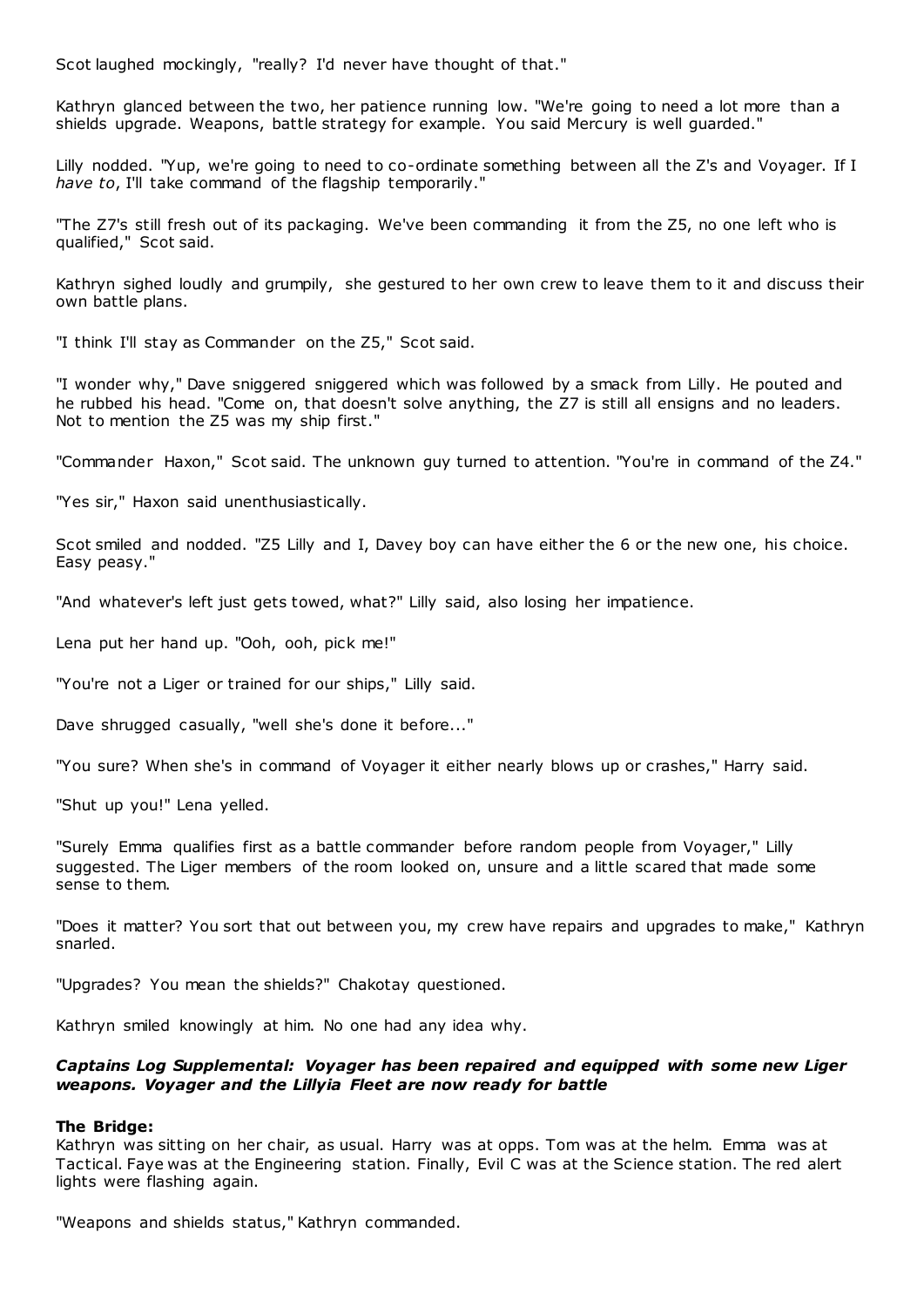Scot laughed mockingly, "really? I'd never have thought of that."

Kathryn glanced between the two, her patience running low. "We're going to need a lot more than a shields upgrade. Weapons, battle strategy for example. You said Mercury is well guarded."

Lilly nodded. "Yup, we're going to need to co-ordinate something between all the Z's and Voyager. If I *have to*, I'll take command of the flagship temporarily."

"The Z7's still fresh out of its packaging. We've been commanding it from the Z5, no one left who is qualified," Scot said.

Kathryn sighed loudly and grumpily, she gestured to her own crew to leave them to it and discuss their own battle plans.

"I think I'll stay as Commander on the Z5," Scot said.

"I wonder why," Dave sniggered sniggered which was followed by a smack from Lilly. He pouted and he rubbed his head. "Come on, that doesn't solve anything, the Z7 is still all ensigns and no leaders. Not to mention the Z5 was my ship first."

"Commander Haxon," Scot said. The unknown guy turned to attention. "You're in command of the Z4."

"Yes sir," Haxon said unenthusiastically.

Scot smiled and nodded. "Z5 Lilly and I, Davey boy can have either the 6 or the new one, his choice. Easy peasy."

"And whatever's left just gets towed, what?" Lilly said, also losing her impatience.

Lena put her hand up. "Ooh, ooh, pick me!"

"You're not a Liger or trained for our ships," Lilly said.

Dave shrugged casually, "well she's done it before..."

"You sure? When she's in command of Voyager it either nearly blows up or crashes," Harry said.

"Shut up you!" Lena yelled.

"Surely Emma qualifies first as a battle commander before random people from Voyager," Lilly suggested. The Liger members of the room looked on, unsure and a little scared that made some sense to them.

"Does it matter? You sort that out between you, my crew have repairs and upgrades to make," Kathryn snarled.

"Upgrades? You mean the shields?" Chakotay questioned.

Kathryn smiled knowingly at him. No one had any idea why.

***Captains Log Supplemental: Voyager has been repaired and equipped with some new Liger weapons. Voyager and the Lillyia Fleet are now ready for battle***

**The Bridge:**
Kathryn was sitting on her chair, as usual. Harry was at opps. Tom was at the helm. Emma was at Tactical. Faye was at the Engineering station. Finally, Evil C was at the Science station. The red alert lights were flashing again.

"Weapons and shields status," Kathryn commanded.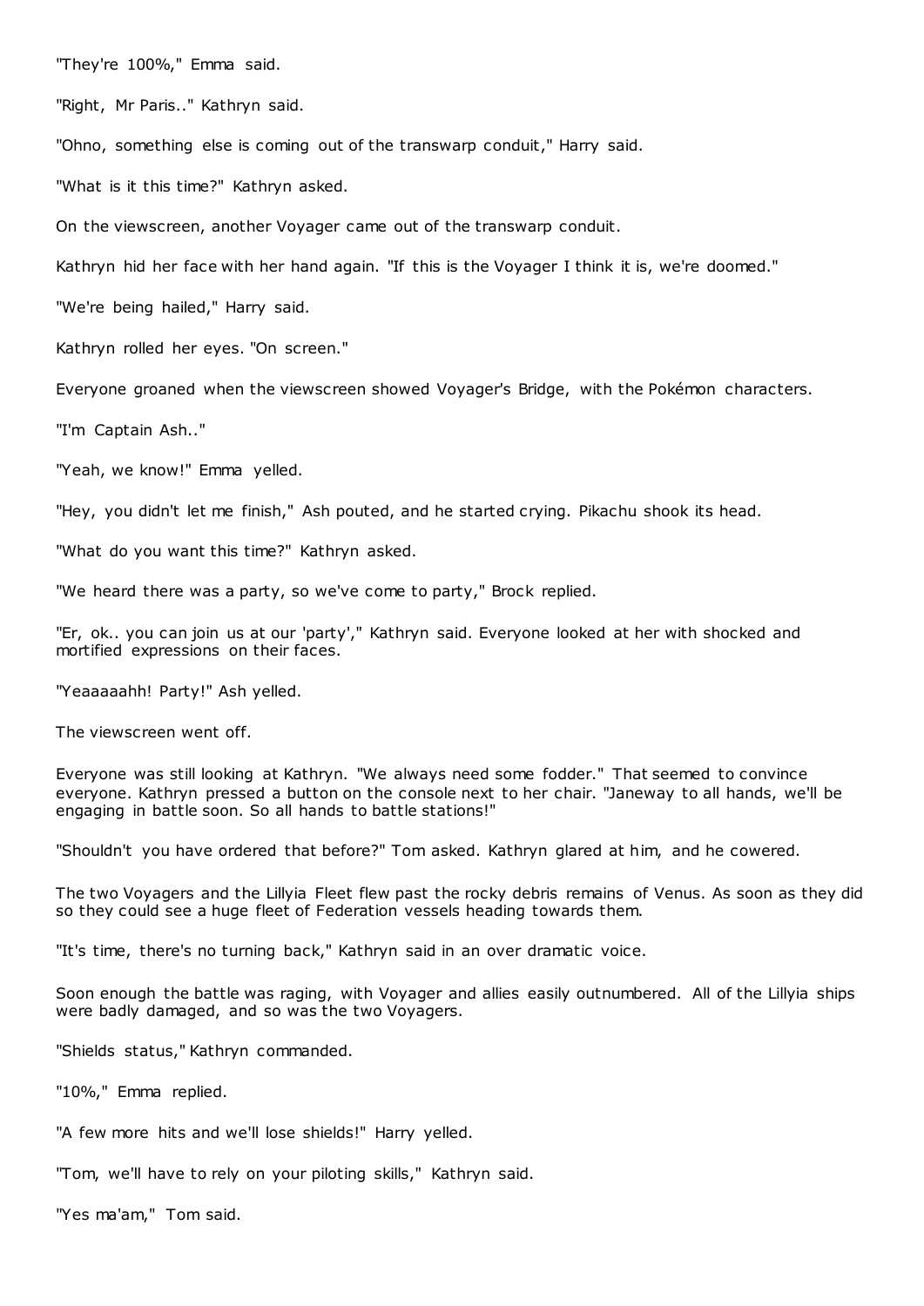"They're 100%," Emma said.

"Right, Mr Paris.." Kathryn said.

"Ohno, something else is coming out of the transwarp conduit," Harry said.

"What is it this time?" Kathryn asked.

On the viewscreen, another Voyager came out of the transwarp conduit.

Kathryn hid her face with her hand again. "If this is the Voyager I think it is, we're doomed."

"We're being hailed," Harry said.

Kathryn rolled her eyes. "On screen."

Everyone groaned when the viewscreen showed Voyager's Bridge, with the Pokémon characters.

"I'm Captain Ash.."

"Yeah, we know!" Emma yelled.

"Hey, you didn't let me finish," Ash pouted, and he started crying. Pikachu shook its head.

"What do you want this time?" Kathryn asked.

"We heard there was a party, so we've come to party," Brock replied.

"Er, ok.. you can join us at our 'party'," Kathryn said. Everyone looked at her with shocked and mortified expressions on their faces.

"Yeaaaaahh! Party!" Ash yelled.

The viewscreen went off.

Everyone was still looking at Kathryn. "We always need some fodder." That seemed to convince everyone. Kathryn pressed a button on the console next to her chair. "Janeway to all hands, we'll be engaging in battle soon. So all hands to battle stations!"

"Shouldn't you have ordered that before?" Tom asked. Kathryn glared at him, and he cowered.

The two Voyagers and the Lillyia Fleet flew past the rocky debris remains of Venus. As soon as they did so they could see a huge fleet of Federation vessels heading towards them.

"It's time, there's no turning back," Kathryn said in an over dramatic voice.

Soon enough the battle was raging, with Voyager and allies easily outnumbered. All of the Lillyia ships were badly damaged, and so was the two Voyagers.

"Shields status," Kathryn commanded.

"10%," Emma replied.

"A few more hits and we'll lose shields!" Harry yelled.

"Tom, we'll have to rely on your piloting skills," Kathryn said.

"Yes ma'am," Tom said.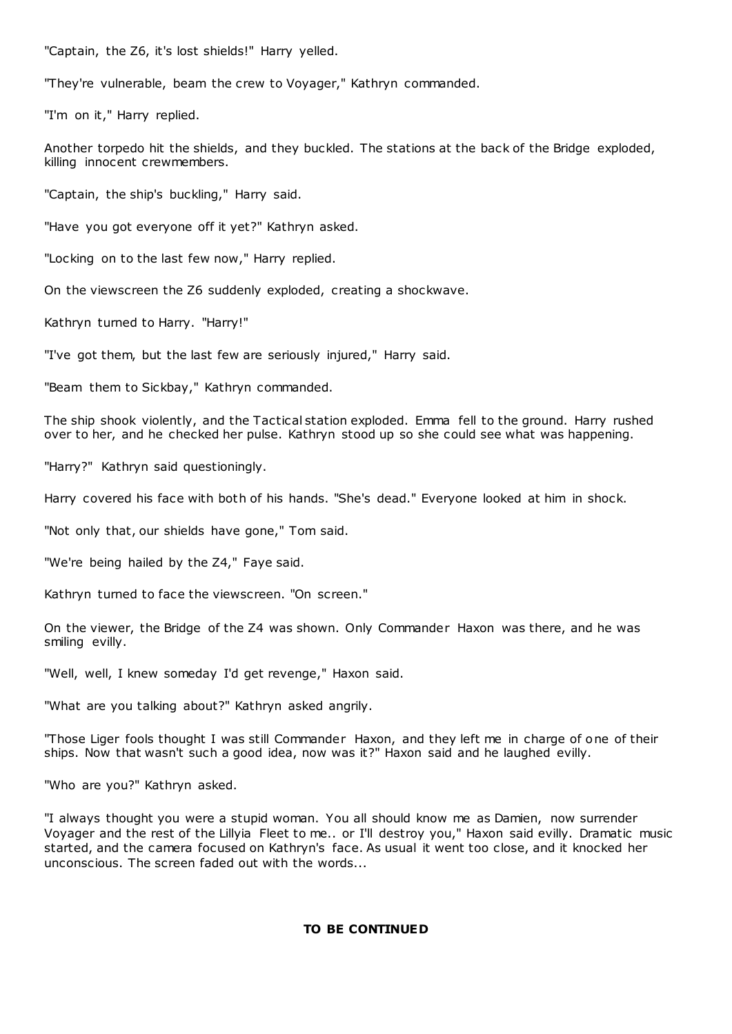"Captain, the Z6, it's lost shields!" Harry yelled.

"They're vulnerable, beam the crew to Voyager," Kathryn commanded.

"I'm on it," Harry replied.

Another torpedo hit the shields, and they buckled. The stations at the back of the Bridge exploded, killing innocent crewmembers.

"Captain, the ship's buckling," Harry said.

"Have you got everyone off it yet?" Kathryn asked.

"Locking on to the last few now," Harry replied.

On the viewscreen the Z6 suddenly exploded, creating a shockwave.

Kathryn turned to Harry. "Harry!"

"I've got them, but the last few are seriously injured," Harry said.

"Beam them to Sickbay," Kathryn commanded.

The ship shook violently, and the Tactical station exploded. Emma fell to the ground. Harry rushed over to her, and he checked her pulse. Kathryn stood up so she could see what was happening.

"Harry?" Kathryn said questioningly.

Harry covered his face with both of his hands. "She's dead." Everyone looked at him in shock.

"Not only that, our shields have gone," Tom said.

"We're being hailed by the Z4," Faye said.

Kathryn turned to face the viewscreen. "On screen."

On the viewer, the Bridge of the Z4 was shown. Only Commander Haxon was there, and he was smiling evilly.

"Well, well, I knew someday I'd get revenge," Haxon said.

"What are you talking about?" Kathryn asked angrily.

"Those Liger fools thought I was still Commander Haxon, and they left me in charge of one of their ships. Now that wasn't such a good idea, now was it?" Haxon said and he laughed evilly.

"Who are you?" Kathryn asked.

"I always thought you were a stupid woman. You all should know me as Damien, now surrender Voyager and the rest of the Lillyia Fleet to me.. or I'll destroy you," Haxon said evilly. Dramatic music started, and the camera focused on Kathryn's face. As usual it went too close, and it knocked her unconscious. The screen faded out with the words...

**TO BE CONTINUED**